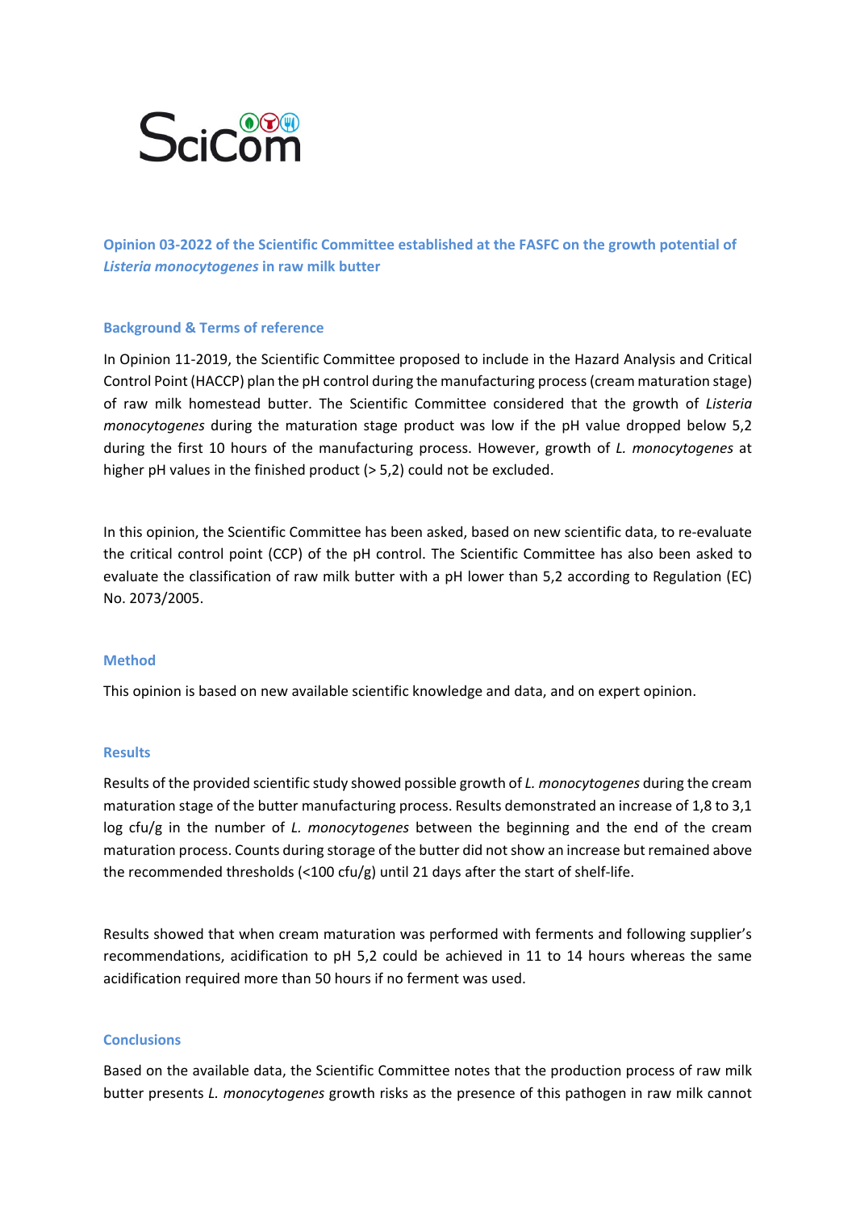SciCom

## Opinion 03-2022 of the Scientific Committee established at the FASFC on the growth potential of *Listeria monocytogenes* in raw milk butter

### Background & Terms of reference

In Opinion 11-2019, the Scientific Committee proposed to include in the Hazard Analysis and Critical Control Point (HACCP) plan the pH control during the manufacturing process (cream maturation stage) of raw milk homestead butter. The Scientific Committee considered that the growth of *Listeria monocytogenes* during the maturation stage product was low if the pH value dropped below 5,2 during the first 10 hours of the manufacturing process. However, growth of *L. monocytogenes* at higher pH values in the finished product (> 5,2) could not be excluded.

In this opinion, the Scientific Committee has been asked, based on new scientific data, to re-evaluate the critical control point (CCP) of the pH control. The Scientific Committee has also been asked to evaluate the classification of raw milk butter with a pH lower than 5,2 according to Regulation (EC) No. 2073/2005.

### Method

This opinion is based on new available scientific knowledge and data, and on expert opinion.

### Results

Results of the provided scientific study showed possible growth of *L. monocytogenes* during the cream maturation stage of the butter manufacturing process. Results demonstrated an increase of 1,8 to 3,1 log cfu/g in the number of *L. monocytogenes* between the beginning and the end of the cream maturation process. Counts during storage of the butter did not show an increase but remained above the recommended thresholds (<100 cfu/g) until 21 days after the start of shelf-life.

Results showed that when cream maturation was performed with ferments and following supplier's recommendations, acidification to pH 5,2 could be achieved in 11 to 14 hours whereas the same acidification required more than 50 hours if no ferment was used.

### Conclusions

Based on the available data, the Scientific Committee notes that the production process of raw milk butter presents *L. monocytogenes* growth risks as the presence of this pathogen in raw milk cannot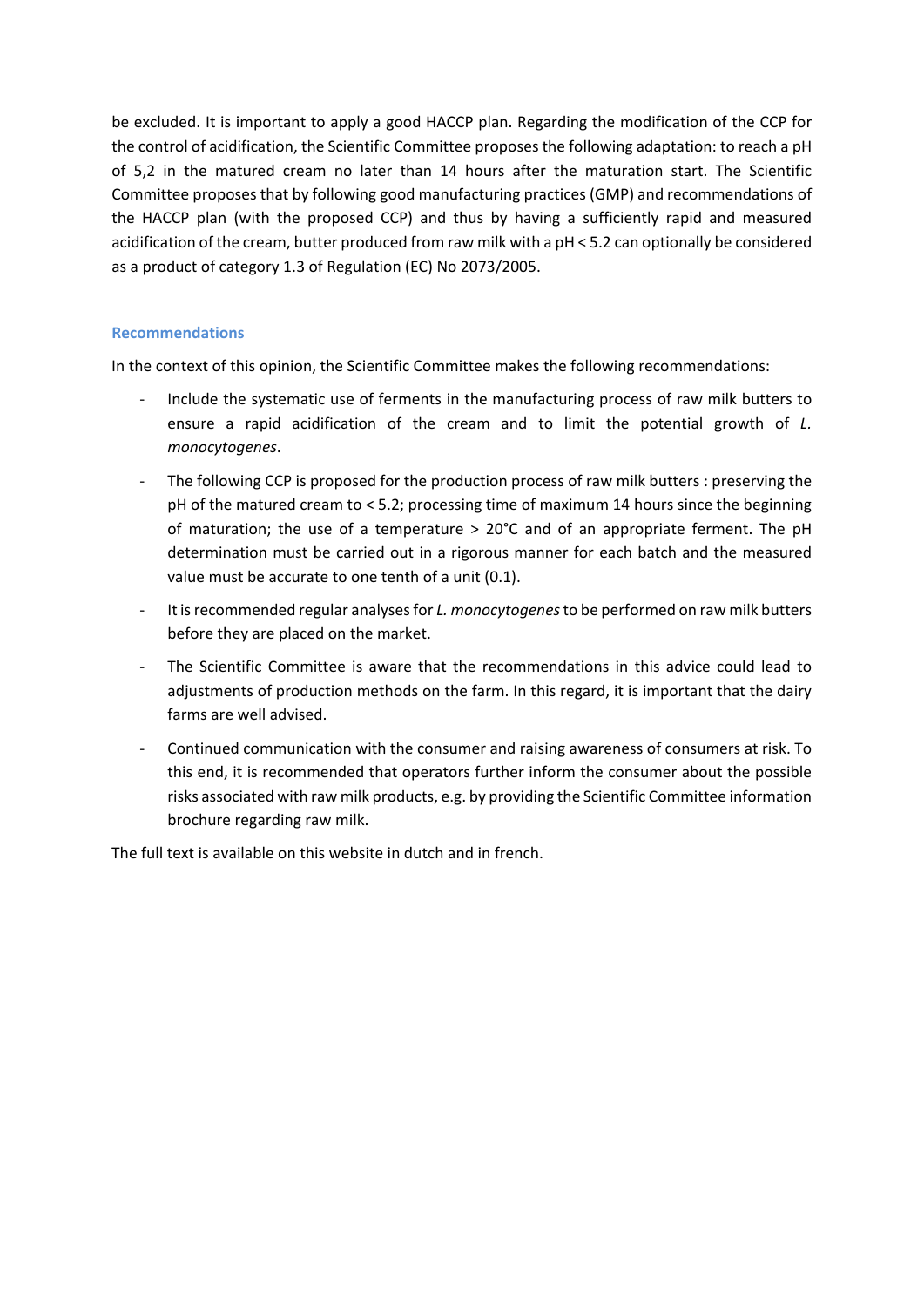be excluded. It is important to apply a good HACCP plan. Regarding the modification of the CCP for the control of acidification, the Scientific Committee proposes the following adaptation: to reach a pH of 5,2 in the matured cream no later than 14 hours after the maturation start. The Scientific Committee proposes that by following good manufacturing practices (GMP) and recommendations of the HACCP plan (with the proposed CCP) and thus by having a sufficiently rapid and measured acidification of the cream, butter produced from raw milk with a pH < 5.2 can optionally be considered as a product of category 1.3 of Regulation (EC) No 2073/2005.

### Recommendations

In the context of this opinion, the Scientific Committee makes the following recommendations:

- Include the systematic use of ferments in the manufacturing process of raw milk butters to ensure a rapid acidification of the cream and to limit the potential growth of *L. monocytogenes*.
- The following CCP is proposed for the production process of raw milk butters : preserving the pH of the matured cream to < 5.2; processing time of maximum 14 hours since the beginning of maturation; the use of a temperature > 20°C and of an appropriate ferment. The pH determination must be carried out in a rigorous manner for each batch and the measured value must be accurate to one tenth of a unit (0.1).
- It is recommended regular analyses for *L. monocytogenes* to be performed on raw milk butters before they are placed on the market.
- The Scientific Committee is aware that the recommendations in this advice could lead to adjustments of production methods on the farm. In this regard, it is important that the dairy farms are well advised.
- Continued communication with the consumer and raising awareness of consumers at risk. To this end, it is recommended that operators further inform the consumer about the possible risks associated with raw milk products, e.g. by providing the Scientific Committee information brochure regarding raw milk.

The full text is available on this website in dutch and in french.